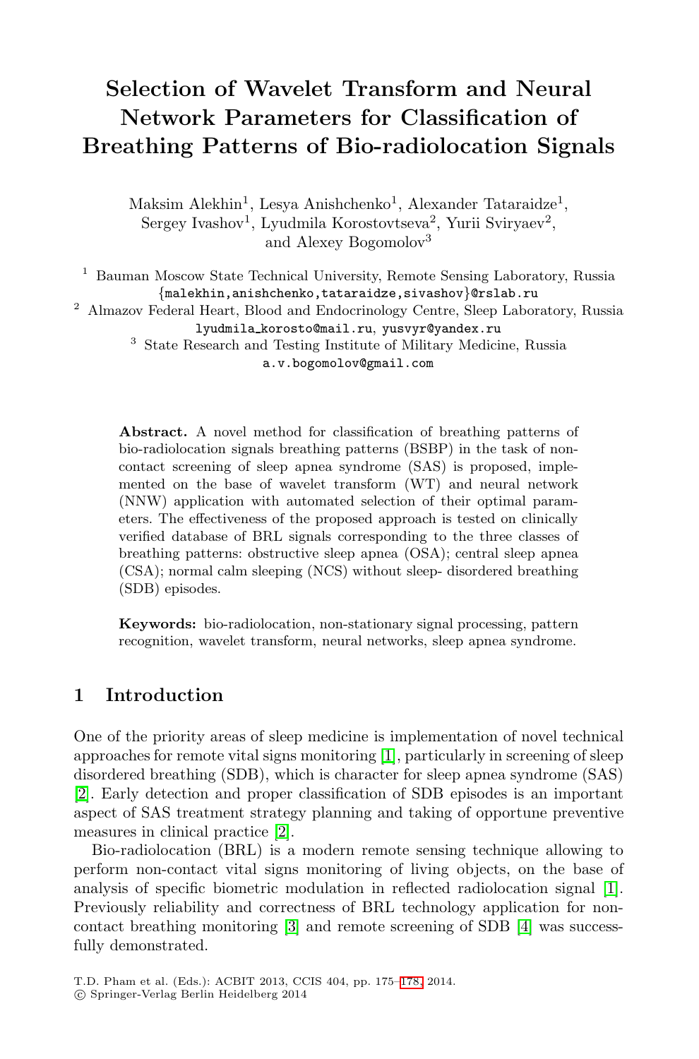# Selection of Wavelet Transform and Neural Network Parameters for Classification of Breathing Patterns of Bio-radiolocation Signals

Maksim Alekhin[1], Lesya Anishchenko[1], Alexander Tataraidze[1], Sergey Ivashov[1], Lyudmila Korostovtseva[2], Yurii Sviryaev[2], and Alexey Bogomolov[3]

[1] Bauman Moscow State Technical University, Remote Sensing Laboratory, Russia
{malekhin,anishchenko,tataraidze,sivashov}@rslab.ru

[2] Almazov Federal Heart, Blood and Endocrinology Centre, Sleep Laboratory, Russia
lyudmila_korosto@mail.ru, yusvyr@yandex.ru

[3] State Research and Testing Institute of Military Medicine, Russia
a.v.bogomolov@gmail.com

**Abstract.** A novel method for classification of breathing patterns of bio-radiolocation signals breathing patterns (BSBP) in the task of non-contact screening of sleep apnea syndrome (SAS) is proposed, implemented on the base of wavelet transform (WT) and neural network (NNW) application with automated selection of their optimal parameters. The effectiveness of the proposed approach is tested on clinically verified database of BRL signals corresponding to the three classes of breathing patterns: obstructive sleep apnea (OSA); central sleep apnea (CSA); normal calm sleeping (NCS) without sleep- disordered breathing (SDB) episodes.

**Keywords:** bio-radiolocation, non-stationary signal processing, pattern recognition, wavelet transform, neural networks, sleep apnea syndrome.

## 1 Introduction

One of the priority areas of sleep medicine is implementation of novel technical approaches for remote vital signs monitoring [1], particularly in screening of sleep disordered breathing (SDB), which is character for sleep apnea syndrome (SAS) [2]. Early detection and proper classification of SDB episodes is an important aspect of SAS treatment strategy planning and taking of opportune preventive measures in clinical practice [2].

Bio-radiolocation (BRL) is a modern remote sensing technique allowing to perform non-contact vital signs monitoring of living objects, on the base of analysis of specific biometric modulation in reflected radiolocation signal [1]. Previously reliability and correctness of BRL technology application for non-contact breathing monitoring [3] and remote screening of SDB [4] was successfully demonstrated.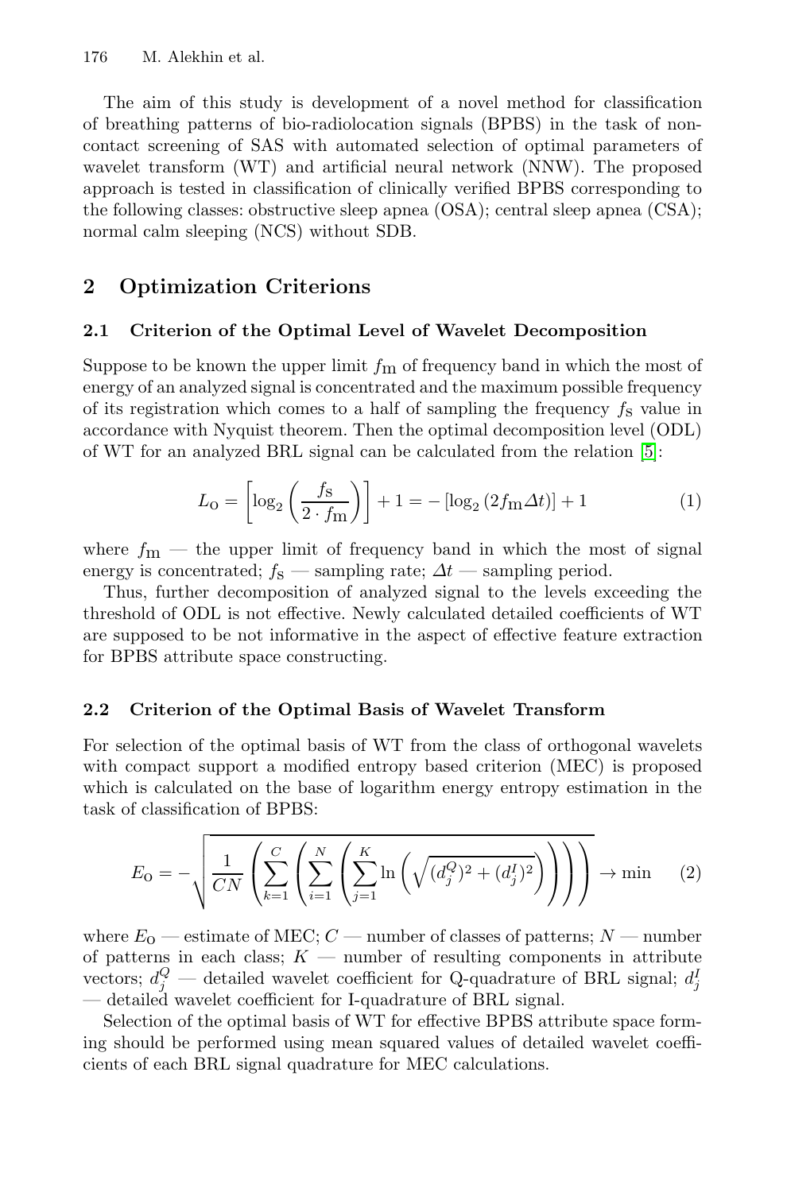The aim of this study is development of a novel method for classification of breathing patterns of bio-radiolocation signals (BPBS) in the task of non-contact screening of SAS with automated selection of optimal parameters of wavelet transform (WT) and artificial neural network (NNW). The proposed approach is tested in classification of clinically verified BPBS corresponding to the following classes: obstructive sleep apnea (OSA); central sleep apnea (CSA); normal calm sleeping (NCS) without SDB.

## 2 Optimization Criterions

### 2.1 Criterion of the Optimal Level of Wavelet Decomposition

Suppose to be known the upper limit $f_{\mathrm{m}}$ of frequency band in which the most of energy of an analyzed signal is concentrated and the maximum possible frequency of its registration which comes to a half of sampling the frequency $f_{\mathrm{S}}$ value in accordance with Nyquist theorem. Then the optimal decomposition level (ODL) of WT for an analyzed BRL signal can be calculated from the relation [5]:

$$L_{\mathrm{O}} = \left[\log_2\left(\frac{f_{\mathrm{S}}}{2 \cdot f_{\mathrm{m}}}\right)\right] + 1 = -\left[\log_2\left(2 f_{\mathrm{m}} \Delta t\right)\right] + 1 \tag{1}$$

where $f_{\mathrm{m}}$ — the upper limit of frequency band in which the most of signal energy is concentrated; $f_{\mathrm{S}}$ — sampling rate; $\Delta t$ — sampling period.

Thus, further decomposition of analyzed signal to the levels exceeding the threshold of ODL is not effective. Newly calculated detailed coefficients of WT are supposed to be not informative in the aspect of effective feature extraction for BPBS attribute space constructing.

### 2.2 Criterion of the Optimal Basis of Wavelet Transform

For selection of the optimal basis of WT from the class of orthogonal wavelets with compact support a modified entropy based criterion (MEC) is proposed which is calculated on the base of logarithm energy entropy estimation in the task of classification of BPBS:

$$E_{\mathrm{O}} = -\sqrt{\frac{1}{CN}\left(\sum_{k=1}^{C}\left(\sum_{i=1}^{N}\left(\sum_{j=1}^{K}\ln\left(\sqrt{(d_j^Q)^2 + (d_j^I)^2}\right)\right)\right)\right)} \rightarrow \min \tag{2}$$

where $E_{\mathrm{O}}$ — estimate of MEC; $C$ — number of classes of patterns; $N$ — number of patterns in each class; $K$ — number of resulting components in attribute vectors; $d_j^Q$ — detailed wavelet coefficient for Q-quadrature of BRL signal; $d_j^I$ — detailed wavelet coefficient for I-quadrature of BRL signal.

Selection of the optimal basis of WT for effective BPBS attribute space forming should be performed using mean squared values of detailed wavelet coefficients of each BRL signal quadrature for MEC calculations.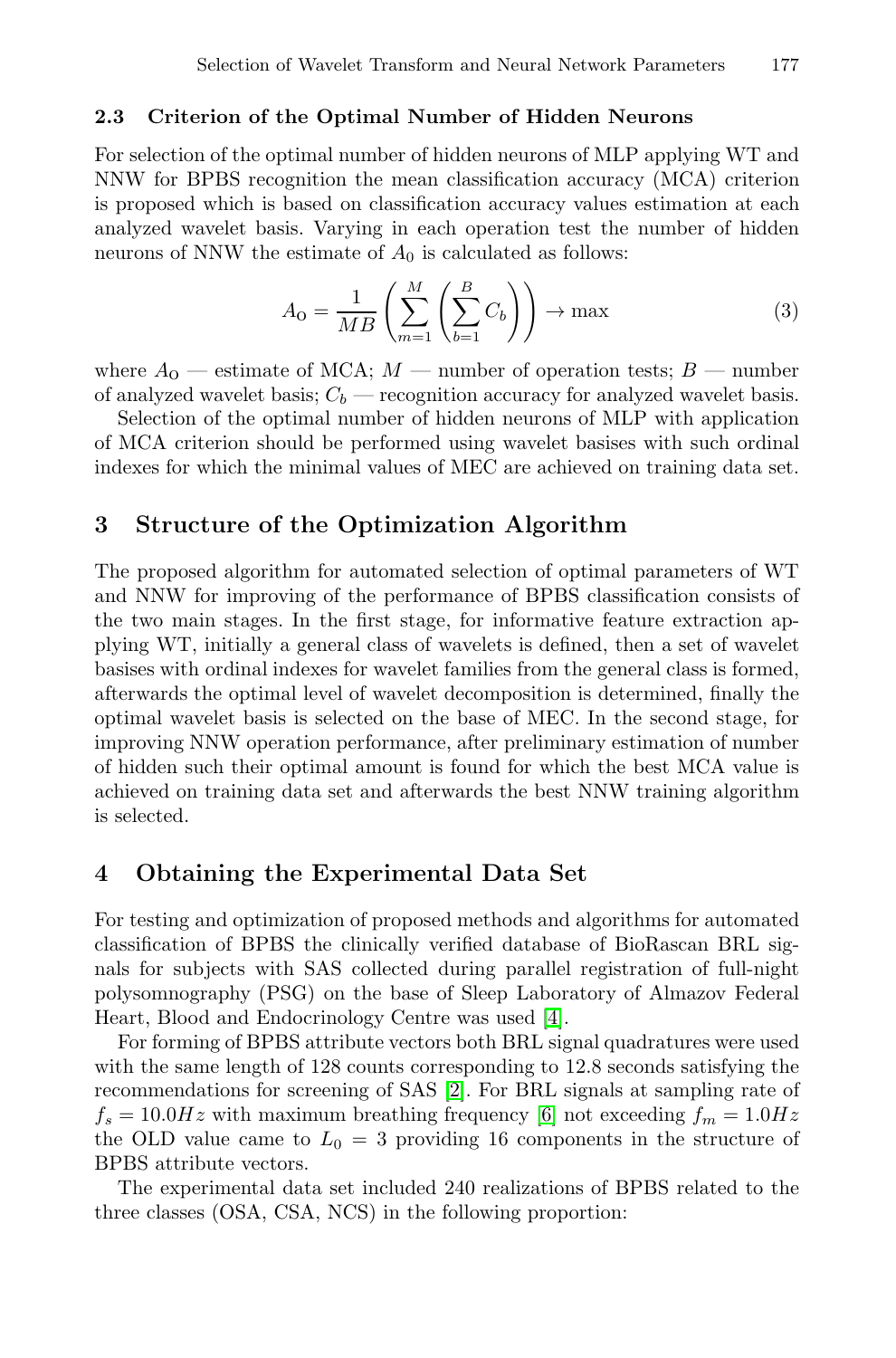### 2.3 Criterion of the Optimal Number of Hidden Neurons

For selection of the optimal number of hidden neurons of MLP applying WT and NNW for BPBS recognition the mean classification accuracy (MCA) criterion is proposed which is based on classification accuracy values estimation at each analyzed wavelet basis. Varying in each operation test the number of hidden neurons of NNW the estimate of $A_0$ is calculated as follows:

$$A_{\text{O}} = \frac{1}{MB} \left( \sum_{m=1}^{M} \left( \sum_{b=1}^{B} C_b \right) \right) \to \max \tag{3}$$

where $A_{\text{O}}$ — estimate of MCA; $M$ — number of operation tests; $B$ — number of analyzed wavelet basis; $C_b$ — recognition accuracy for analyzed wavelet basis.

Selection of the optimal number of hidden neurons of MLP with application of MCA criterion should be performed using wavelet basises with such ordinal indexes for which the minimal values of MEC are achieved on training data set.

## 3 Structure of the Optimization Algorithm

The proposed algorithm for automated selection of optimal parameters of WT and NNW for improving of the performance of BPBS classification consists of the two main stages. In the first stage, for informative feature extraction applying WT, initially a general class of wavelets is defined, then a set of wavelet basises with ordinal indexes for wavelet families from the general class is formed, afterwards the optimal level of wavelet decomposition is determined, finally the optimal wavelet basis is selected on the base of MEC. In the second stage, for improving NNW operation performance, after preliminary estimation of number of hidden such their optimal amount is found for which the best MCA value is achieved on training data set and afterwards the best NNW training algorithm is selected.

## 4 Obtaining the Experimental Data Set

For testing and optimization of proposed methods and algorithms for automated classification of BPBS the clinically verified database of BioRascan BRL signals for subjects with SAS collected during parallel registration of full-night polysomnography (PSG) on the base of Sleep Laboratory of Almazov Federal Heart, Blood and Endocrinology Centre was used [4].

For forming of BPBS attribute vectors both BRL signal quadratures were used with the same length of 128 counts corresponding to 12.8 seconds satisfying the recommendations for screening of SAS [2]. For BRL signals at sampling rate of $f_s = 10.0Hz$ with maximum breathing frequency [6] not exceeding $f_m = 1.0Hz$ the OLD value came to $L_0 = 3$ providing 16 components in the structure of BPBS attribute vectors.

The experimental data set included 240 realizations of BPBS related to the three classes (OSA, CSA, NCS) in the following proportion: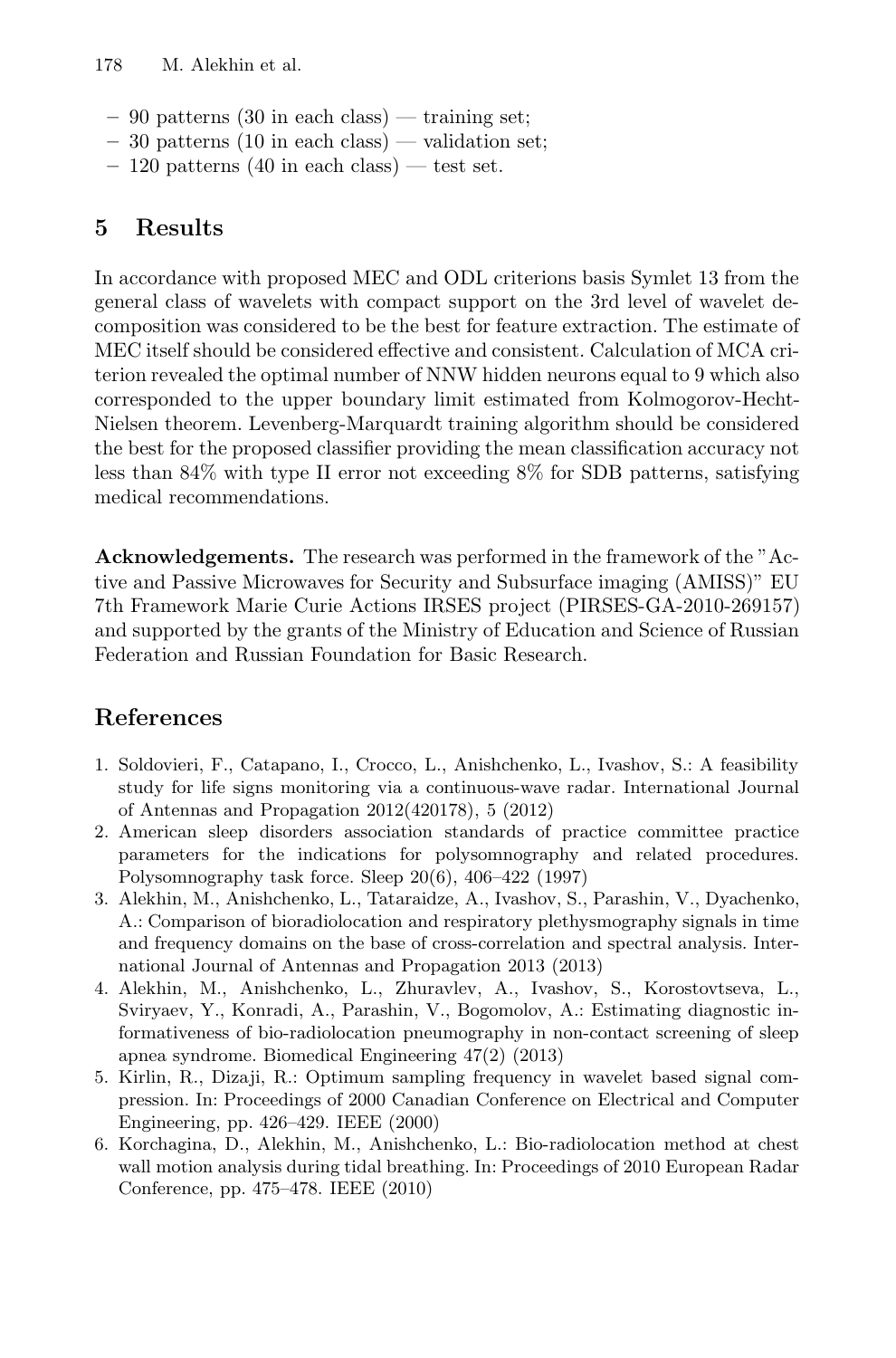- 90 patterns (30 in each class) — training set;
- 30 patterns (10 in each class) — validation set;
- 120 patterns (40 in each class) — test set.

## 5 Results

In accordance with proposed MEC and ODL criterions basis Symlet 13 from the general class of wavelets with compact support on the 3rd level of wavelet decomposition was considered to be the best for feature extraction. The estimate of MEC itself should be considered effective and consistent. Calculation of MCA criterion revealed the optimal number of NNW hidden neurons equal to 9 which also corresponded to the upper boundary limit estimated from Kolmogorov-Hecht-Nielsen theorem. Levenberg-Marquardt training algorithm should be considered the best for the proposed classifier providing the mean classification accuracy not less than 84% with type II error not exceeding 8% for SDB patterns, satisfying medical recommendations.

**Acknowledgements.** The research was performed in the framework of the "Active and Passive Microwaves for Security and Subsurface imaging (AMISS)" EU 7th Framework Marie Curie Actions IRSES project (PIRSES-GA-2010-269157) and supported by the grants of the Ministry of Education and Science of Russian Federation and Russian Foundation for Basic Research.

## References

1. Soldovieri, F., Catapano, I., Crocco, L., Anishchenko, L., Ivashov, S.: A feasibility study for life signs monitoring via a continuous-wave radar. International Journal of Antennas and Propagation 2012(420178), 5 (2012)
2. American sleep disorders association standards of practice committee practice parameters for the indications for polysomnography and related procedures. Polysomnography task force. Sleep 20(6), 406–422 (1997)
3. Alekhin, M., Anishchenko, L., Tataraidze, A., Ivashov, S., Parashin, V., Dyachenko, A.: Comparison of bioradiolocation and respiratory plethysmography signals in time and frequency domains on the base of cross-correlation and spectral analysis. International Journal of Antennas and Propagation 2013 (2013)
4. Alekhin, M., Anishchenko, L., Zhuravlev, A., Ivashov, S., Korostovtseva, L., Sviryaev, Y., Konradi, A., Parashin, V., Bogomolov, A.: Estimating diagnostic informativeness of bio-radiolocation pneumography in non-contact screening of sleep apnea syndrome. Biomedical Engineering 47(2) (2013)
5. Kirlin, R., Dizaji, R.: Optimum sampling frequency in wavelet based signal compression. In: Proceedings of 2000 Canadian Conference on Electrical and Computer Engineering, pp. 426–429. IEEE (2000)
6. Korchagina, D., Alekhin, M., Anishchenko, L.: Bio-radiolocation method at chest wall motion analysis during tidal breathing. In: Proceedings of 2010 European Radar Conference, pp. 475–478. IEEE (2010)